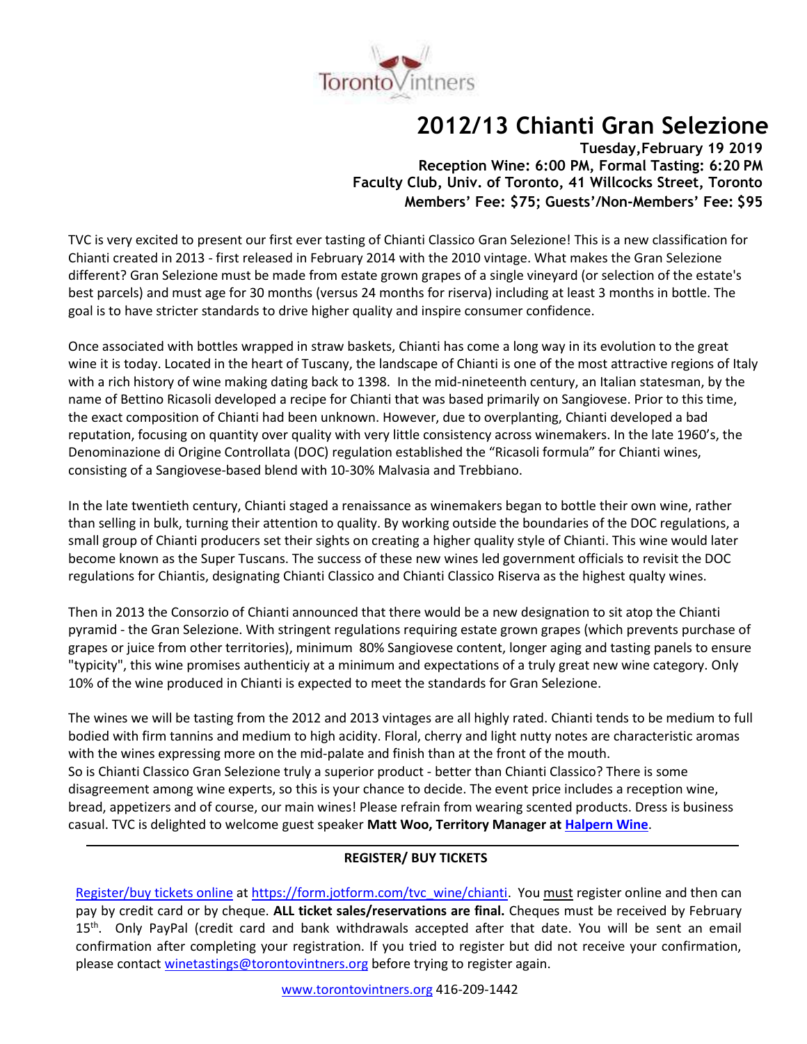Toronto Vintners

# 2012/13 Chianti Gran Selezione

**Tuesday,February 19 2019**
**Reception Wine: 6:00 PM, Formal Tasting: 6:20 PM**
**Faculty Club, Univ. of Toronto, 41 Willcocks Street, Toronto**
**Members' Fee: $75; Guests'/Non-Members' Fee: $95**

TVC is very excited to present our first ever tasting of Chianti Classico Gran Selezione! This is a new classification for Chianti created in 2013 - first released in February 2014 with the 2010 vintage. What makes the Gran Selezione different? Gran Selezione must be made from estate grown grapes of a single vineyard (or selection of the estate's best parcels) and must age for 30 months (versus 24 months for riserva) including at least 3 months in bottle. The goal is to have stricter standards to drive higher quality and inspire consumer confidence.

Once associated with bottles wrapped in straw baskets, Chianti has come a long way in its evolution to the great wine it is today. Located in the heart of Tuscany, the landscape of Chianti is one of the most attractive regions of Italy with a rich history of wine making dating back to 1398. In the mid-nineteenth century, an Italian statesman, by the name of Bettino Ricasoli developed a recipe for Chianti that was based primarily on Sangiovese. Prior to this time, the exact composition of Chianti had been unknown. However, due to overplanting, Chianti developed a bad reputation, focusing on quantity over quality with very little consistency across winemakers. In the late 1960's, the Denominazione di Origine Controllata (DOC) regulation established the "Ricasoli formula" for Chianti wines, consisting of a Sangiovese-based blend with 10-30% Malvasia and Trebbiano.

In the late twentieth century, Chianti staged a renaissance as winemakers began to bottle their own wine, rather than selling in bulk, turning their attention to quality. By working outside the boundaries of the DOC regulations, a small group of Chianti producers set their sights on creating a higher quality style of Chianti. This wine would later become known as the Super Tuscans. The success of these new wines led government officials to revisit the DOC regulations for Chiantis, designating Chianti Classico and Chianti Classico Riserva as the highest qualty wines.

Then in 2013 the Consorzio of Chianti announced that there would be a new designation to sit atop the Chianti pyramid - the Gran Selezione. With stringent regulations requiring estate grown grapes (which prevents purchase of grapes or juice from other territories), minimum 80% Sangiovese content, longer aging and tasting panels to ensure "typicity", this wine promises authenticiy at a minimum and expectations of a truly great new wine category. Only 10% of the wine produced in Chianti is expected to meet the standards for Gran Selezione.

The wines we will be tasting from the 2012 and 2013 vintages are all highly rated. Chianti tends to be medium to full bodied with firm tannins and medium to high acidity. Floral, cherry and light nutty notes are characteristic aromas with the wines expressing more on the mid-palate and finish than at the front of the mouth.
So is Chianti Classico Gran Selezione truly a superior product - better than Chianti Classico? There is some disagreement among wine experts, so this is your chance to decide. The event price includes a reception wine, bread, appetizers and of course, our main wines! Please refrain from wearing scented products. Dress is business casual. TVC is delighted to welcome guest speaker **Matt Woo, Territory Manager at Halpern Wine**.

---

**REGISTER/ BUY TICKETS**

Register/buy tickets online at https://form.jotform.com/tvc_wine/chianti. You must register online and then can pay by credit card or by cheque. **ALL ticket sales/reservations are final.** Cheques must be received by February 15th. Only PayPal (credit card and bank withdrawals accepted after that date. You will be sent an email confirmation after completing your registration. If you tried to register but did not receive your confirmation, please contact winetastings@torontovintners.org before trying to register again.

www.torontovintners.org 416-209-1442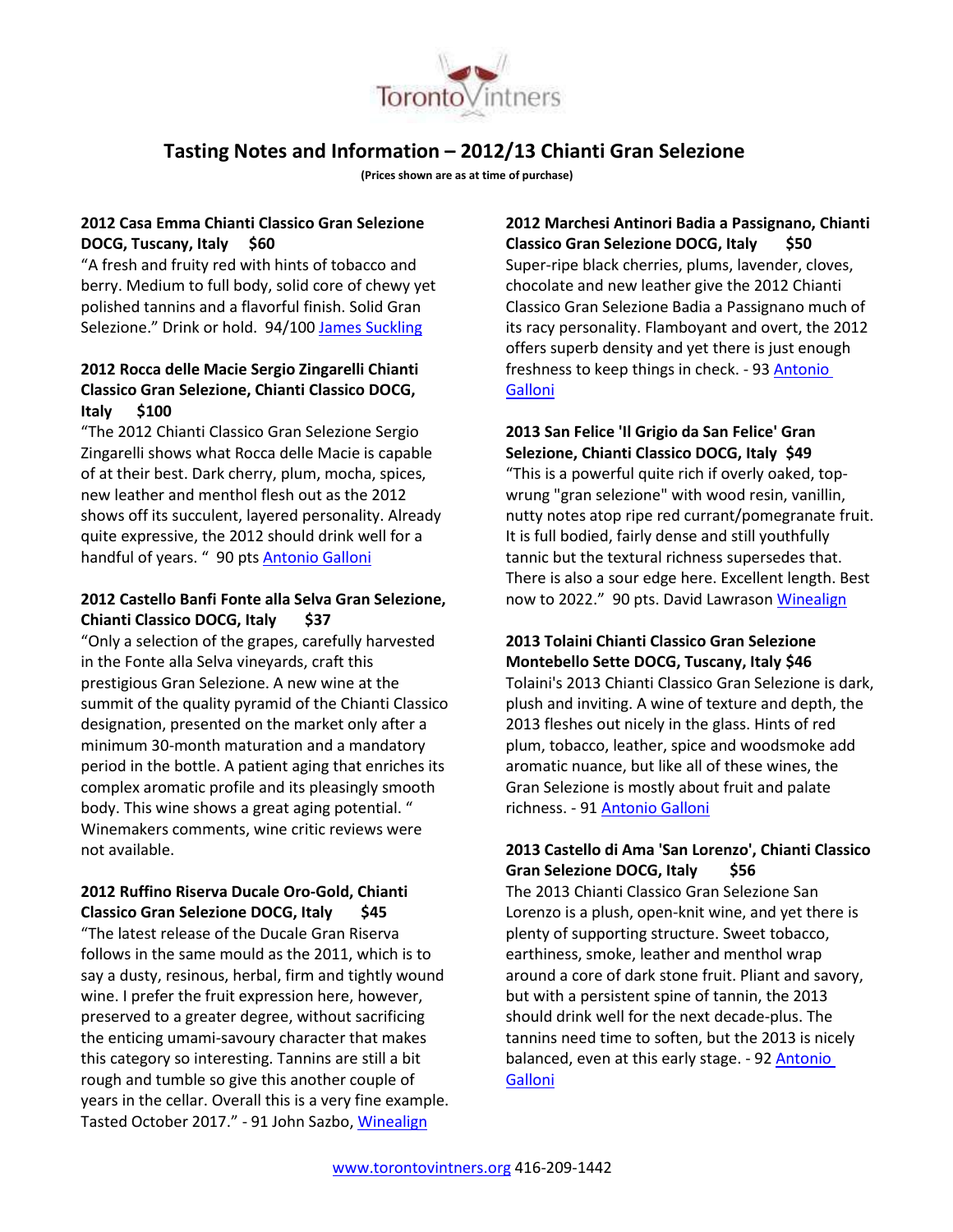Toronto Vintners

# Tasting Notes and Information – 2012/13 Chianti Gran Selezione

**(Prices shown are as at time of purchase)**

**2012 Casa Emma Chianti Classico Gran Selezione DOCG, Tuscany, Italy $60**
"A fresh and fruity red with hints of tobacco and berry. Medium to full body, solid core of chewy yet polished tannins and a flavorful finish. Solid Gran Selezione." Drink or hold. 94/100 James Suckling

**2012 Rocca delle Macie Sergio Zingarelli Chianti Classico Gran Selezione, Chianti Classico DOCG, Italy $100**
"The 2012 Chianti Classico Gran Selezione Sergio Zingarelli shows what Rocca delle Macie is capable of at their best. Dark cherry, plum, mocha, spices, new leather and menthol flesh out as the 2012 shows off its succulent, layered personality. Already quite expressive, the 2012 should drink well for a handful of years. " 90 pts Antonio Galloni

**2012 Castello Banfi Fonte alla Selva Gran Selezione, Chianti Classico DOCG, Italy $37**
"Only a selection of the grapes, carefully harvested in the Fonte alla Selva vineyards, craft this prestigious Gran Selezione. A new wine at the summit of the quality pyramid of the Chianti Classico designation, presented on the market only after a minimum 30-month maturation and a mandatory period in the bottle. A patient aging that enriches its complex aromatic profile and its pleasingly smooth body. This wine shows a great aging potential. " Winemakers comments, wine critic reviews were not available.

**2012 Ruffino Riserva Ducale Oro-Gold, Chianti Classico Gran Selezione DOCG, Italy $45**
"The latest release of the Ducale Gran Riserva follows in the same mould as the 2011, which is to say a dusty, resinous, herbal, firm and tightly wound wine. I prefer the fruit expression here, however, preserved to a greater degree, without sacrificing the enticing umami-savoury character that makes this category so interesting. Tannins are still a bit rough and tumble so give this another couple of years in the cellar. Overall this is a very fine example. Tasted October 2017." - 91 John Szabo, Winealign

**2012 Marchesi Antinori Badia a Passignano, Chianti Classico Gran Selezione DOCG, Italy $50**
Super-ripe black cherries, plums, lavender, cloves, chocolate and new leather give the 2012 Chianti Classico Gran Selezione Badia a Passignano much of its racy personality. Flamboyant and overt, the 2012 offers superb density and yet there is just enough freshness to keep things in check. - 93 Antonio Galloni

**2013 San Felice 'Il Grigio da San Felice' Gran Selezione, Chianti Classico DOCG, Italy $49**
"This is a powerful quite rich if overly oaked, top-wrung "gran selezione" with wood resin, vanillin, nutty notes atop ripe red currant/pomegranate fruit. It is full bodied, fairly dense and still youthfully tannic but the textural richness supersedes that. There is also a sour edge here. Excellent length. Best now to 2022." 90 pts. David Lawrason Winealign

**2013 Tolaini Chianti Classico Gran Selezione Montebello Sette DOCG, Tuscany, Italy $46**
Tolaini's 2013 Chianti Classico Gran Selezione is dark, plush and inviting. A wine of texture and depth, the 2013 fleshes out nicely in the glass. Hints of red plum, tobacco, leather, spice and woodsmoke add aromatic nuance, but like all of these wines, the Gran Selezione is mostly about fruit and palate richness. - 91 Antonio Galloni

**2013 Castello di Ama 'San Lorenzo', Chianti Classico Gran Selezione DOCG, Italy $56**
The 2013 Chianti Classico Gran Selezione San Lorenzo is a plush, open-knit wine, and yet there is plenty of supporting structure. Sweet tobacco, earthiness, smoke, leather and menthol wrap around a core of dark stone fruit. Pliant and savory, but with a persistent spine of tannin, the 2013 should drink well for the next decade-plus. The tannins need time to soften, but the 2013 is nicely balanced, even at this early stage. - 92 Antonio Galloni

www.torontovintners.org 416-209-1442